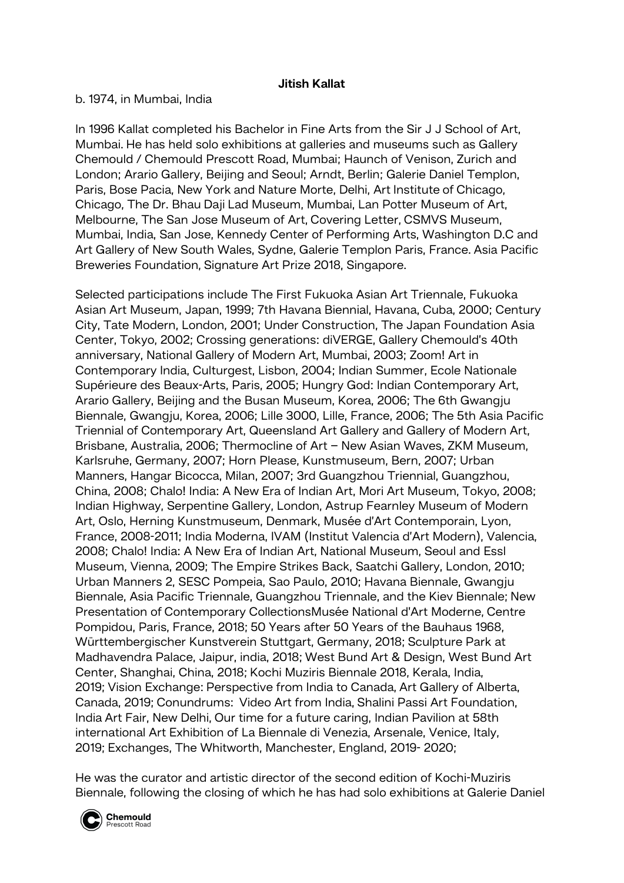**Jitish Kallat**

b. 1974, in Mumbai, India

In 1996 Kallat completed his Bachelor in Fine Arts from the Sir J J School of Art, Mumbai. He has held solo exhibitions at galleries and museums such as Gallery Chemould / Chemould Prescott Road, Mumbai; Haunch of Venison, Zurich and London; Arario Gallery, Beijing and Seoul; Arndt, Berlin; Galerie Daniel Templon, Paris, Bose Pacia, New York and Nature Morte, Delhi, Art Institute of Chicago, Chicago, The Dr. Bhau Daji Lad Museum, Mumbai, Lan Potter Museum of Art, Melbourne, The San Jose Museum of Art, Covering Letter, CSMVS Museum, Mumbai, India, San Jose, Kennedy Center of Performing Arts, Washington D.C and Art Gallery of New South Wales, Sydne, Galerie Templon Paris, France. Asia Pacific Breweries Foundation, Signature Art Prize 2018, Singapore.

Selected participations include The First Fukuoka Asian Art Triennale, Fukuoka Asian Art Museum, Japan, 1999; 7th Havana Biennial, Havana, Cuba, 2000; Century City, Tate Modern, London, 2001; Under Construction, The Japan Foundation Asia Center, Tokyo, 2002; Crossing generations: diVERGE, Gallery Chemould's 40th anniversary, National Gallery of Modern Art, Mumbai, 2003; Zoom! Art in Contemporary India, Culturgest, Lisbon, 2004; Indian Summer, Ecole Nationale Supérieure des Beaux-Arts, Paris, 2005; Hungry God: Indian Contemporary Art, Arario Gallery, Beijing and the Busan Museum, Korea, 2006; The 6th Gwangju Biennale, Gwangju, Korea, 2006; Lille 3000, Lille, France, 2006; The 5th Asia Pacific Triennial of Contemporary Art, Queensland Art Gallery and Gallery of Modern Art, Brisbane, Australia, 2006; Thermocline of Art – New Asian Waves, ZKM Museum, Karlsruhe, Germany, 2007; Horn Please, Kunstmuseum, Bern, 2007; Urban Manners, Hangar Bicocca, Milan, 2007; 3rd Guangzhou Triennial, Guangzhou, China, 2008; Chalo! India: A New Era of Indian Art, Mori Art Museum, Tokyo, 2008; Indian Highway, Serpentine Gallery, London, Astrup Fearnley Museum of Modern Art, Oslo, Herning Kunstmuseum, Denmark, Musée d'Art Contemporain, Lyon, France, 2008-2011; India Moderna, IVAM (Institut Valencia d'Art Modern), Valencia, 2008; Chalo! India: A New Era of Indian Art, National Museum, Seoul and Essl Museum, Vienna, 2009; The Empire Strikes Back, Saatchi Gallery, London, 2010; Urban Manners 2, SESC Pompeia, Sao Paulo, 2010; Havana Biennale, Gwangju Biennale, Asia Pacific Triennale, Guangzhou Triennale, and the Kiev Biennale; New Presentation of Contemporary CollectionsMusée National d'Art Moderne, Centre Pompidou, Paris, France, 2018; 50 Years after 50 Years of the Bauhaus 1968, Württembergischer Kunstverein Stuttgart, Germany, 2018; Sculpture Park at Madhavendra Palace, Jaipur, india, 2018; West Bund Art & Design, West Bund Art Center, Shanghai, China, 2018; Kochi Muziris Biennale 2018, Kerala, India, 2019; Vision Exchange: Perspective from India to Canada, Art Gallery of Alberta, Canada, 2019; Conundrums: Video Art from India, Shalini Passi Art Foundation, India Art Fair, New Delhi, Our time for a future caring, Indian Pavilion at 58th international Art Exhibition of La Biennale di Venezia, Arsenale, Venice, Italy, 2019; Exchanges, The Whitworth, Manchester, England, 2019- 2020;

He was the curator and artistic director of the second edition of Kochi-Muziris Biennale, following the closing of which he has had solo exhibitions at Galerie Daniel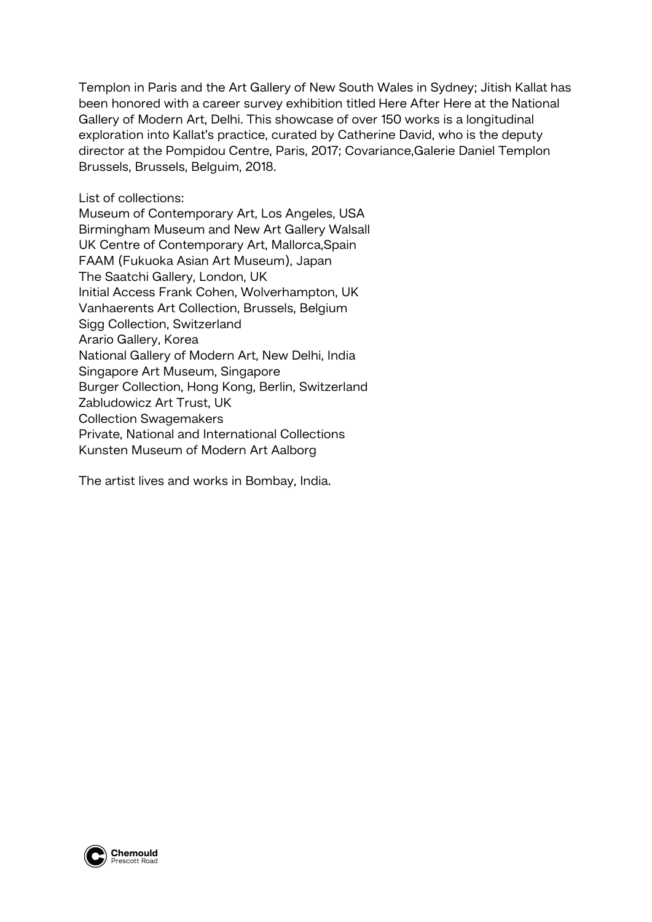Templon in Paris and the Art Gallery of New South Wales in Sydney; Jitish Kallat has been honored with a career survey exhibition titled Here After Here at the National Gallery of Modern Art, Delhi. This showcase of over 150 works is a longitudinal exploration into Kallat's practice, curated by Catherine David, who is the deputy director at the Pompidou Centre, Paris, 2017; Covariance,Galerie Daniel Templon Brussels, Brussels, Belguim, 2018.

List of collections:
Museum of Contemporary Art, Los Angeles, USA
Birmingham Museum and New Art Gallery Walsall
UK Centre of Contemporary Art, Mallorca,Spain
FAAM (Fukuoka Asian Art Museum), Japan
The Saatchi Gallery, London, UK
Initial Access Frank Cohen, Wolverhampton, UK
Vanhaerents Art Collection, Brussels, Belgium
Sigg Collection, Switzerland
Arario Gallery, Korea
National Gallery of Modern Art, New Delhi, India
Singapore Art Museum, Singapore
Burger Collection, Hong Kong, Berlin, Switzerland
Zabludowicz Art Trust, UK
Collection Swagemakers
Private, National and International Collections
Kunsten Museum of Modern Art Aalborg

The artist lives and works in Bombay, India.